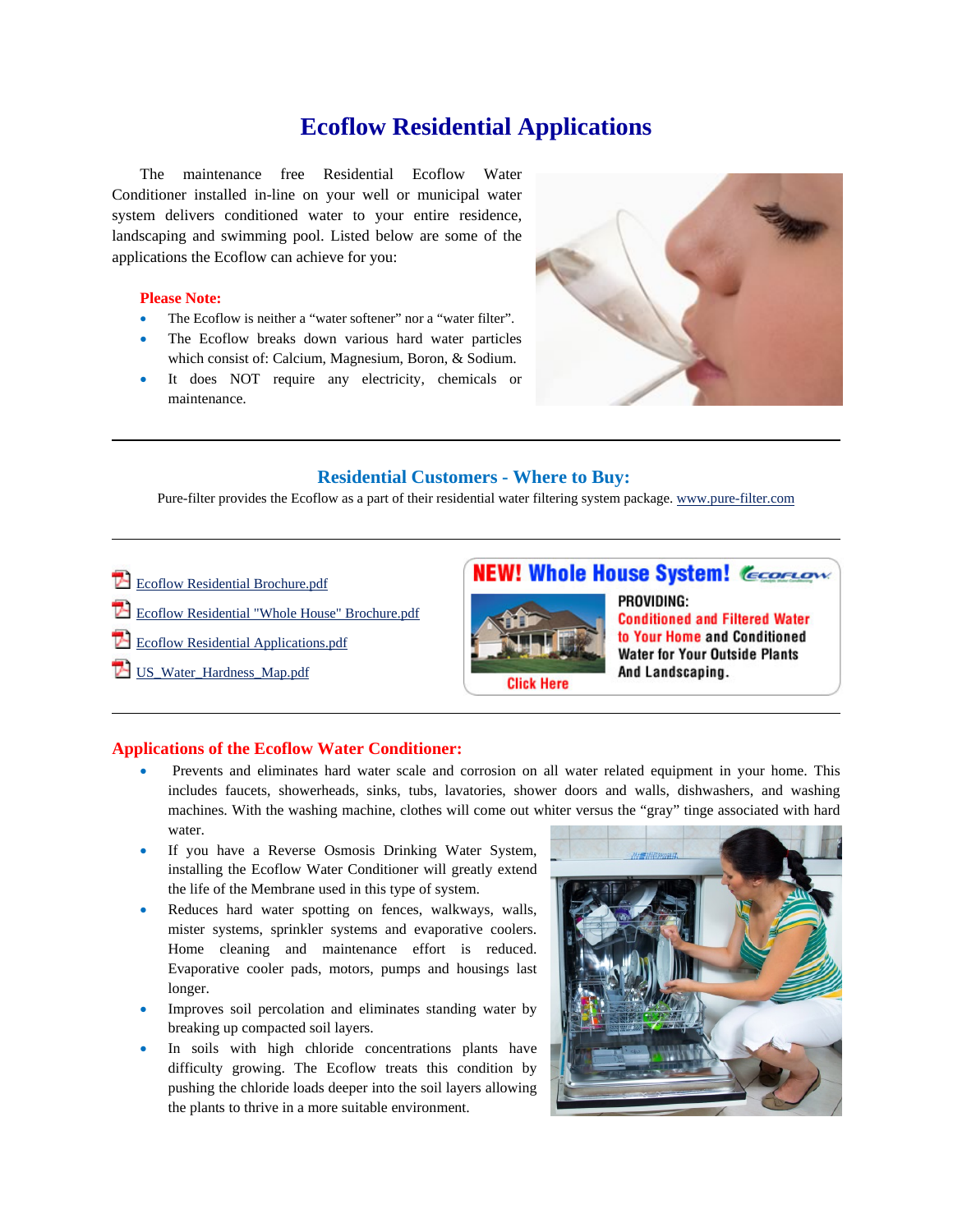# Ecoflow Residential Applications

The maintenance free Residential Ecoflow Water Conditioner installed in-line on your well or municipal water system delivers conditioned water to your entire residence, landscaping and swimming pool. Listed below are some of the applications the Ecoflow can achieve for you:

**Please Note:**

- The Ecoflow is neither a "water softener" nor a "water filter".
- The Ecoflow breaks down various hard water particles which consist of: Calcium, Magnesium, Boron, & Sodium.
- It does NOT require any electricity, chemicals or maintenance.

---

## Residential Customers - Where to Buy:

Pure-filter provides the Ecoflow as a part of their residential water filtering system package. www.pure-filter.com

---

- Ecoflow Residential Brochure.pdf
- Ecoflow Residential "Whole House" Brochure.pdf
- Ecoflow Residential Applications.pdf
- US_Water_Hardness_Map.pdf

**NEW! Whole House System!**

PROVIDING:
Conditioned and Filtered Water to Your Home and Conditioned Water for Your Outside Plants And Landscaping.

Click Here

---

## Applications of the Ecoflow Water Conditioner:

- Prevents and eliminates hard water scale and corrosion on all water related equipment in your home. This includes faucets, showerheads, sinks, tubs, lavatories, shower doors and walls, dishwashers, and washing machines. With the washing machine, clothes will come out whiter versus the "gray" tinge associated with hard water.
- If you have a Reverse Osmosis Drinking Water System, installing the Ecoflow Water Conditioner will greatly extend the life of the Membrane used in this type of system.
- Reduces hard water spotting on fences, walkways, walls, mister systems, sprinkler systems and evaporative coolers. Home cleaning and maintenance effort is reduced. Evaporative cooler pads, motors, pumps and housings last longer.
- Improves soil percolation and eliminates standing water by breaking up compacted soil layers.
- In soils with high chloride concentrations plants have difficulty growing. The Ecoflow treats this condition by pushing the chloride loads deeper into the soil layers allowing the plants to thrive in a more suitable environment.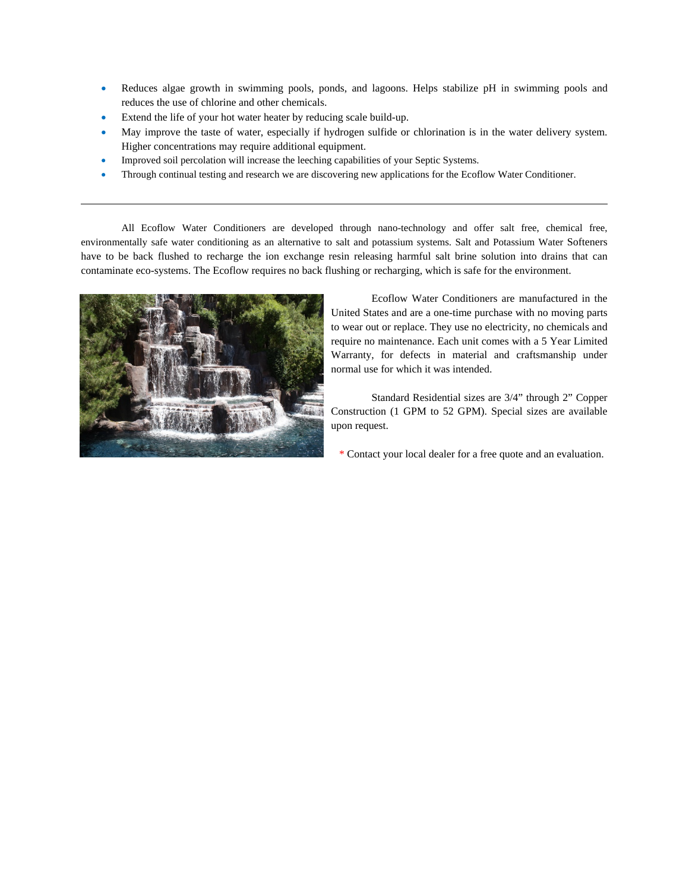- Reduces algae growth in swimming pools, ponds, and lagoons. Helps stabilize pH in swimming pools and reduces the use of chlorine and other chemicals.
- Extend the life of your hot water heater by reducing scale build-up.
- May improve the taste of water, especially if hydrogen sulfide or chlorination is in the water delivery system. Higher concentrations may require additional equipment.
- Improved soil percolation will increase the leeching capabilities of your Septic Systems.
- Through continual testing and research we are discovering new applications for the Ecoflow Water Conditioner.

---

All Ecoflow Water Conditioners are developed through nano-technology and offer salt free, chemical free, environmentally safe water conditioning as an alternative to salt and potassium systems. Salt and Potassium Water Softeners have to be back flushed to recharge the ion exchange resin releasing harmful salt brine solution into drains that can contaminate eco-systems. The Ecoflow requires no back flushing or recharging, which is safe for the environment.

Ecoflow Water Conditioners are manufactured in the United States and are a one-time purchase with no moving parts to wear out or replace. They use no electricity, no chemicals and require no maintenance. Each unit comes with a 5 Year Limited Warranty, for defects in material and craftsmanship under normal use for which it was intended.

Standard Residential sizes are 3/4" through 2" Copper Construction (1 GPM to 52 GPM). Special sizes are available upon request.

\* Contact your local dealer for a free quote and an evaluation.